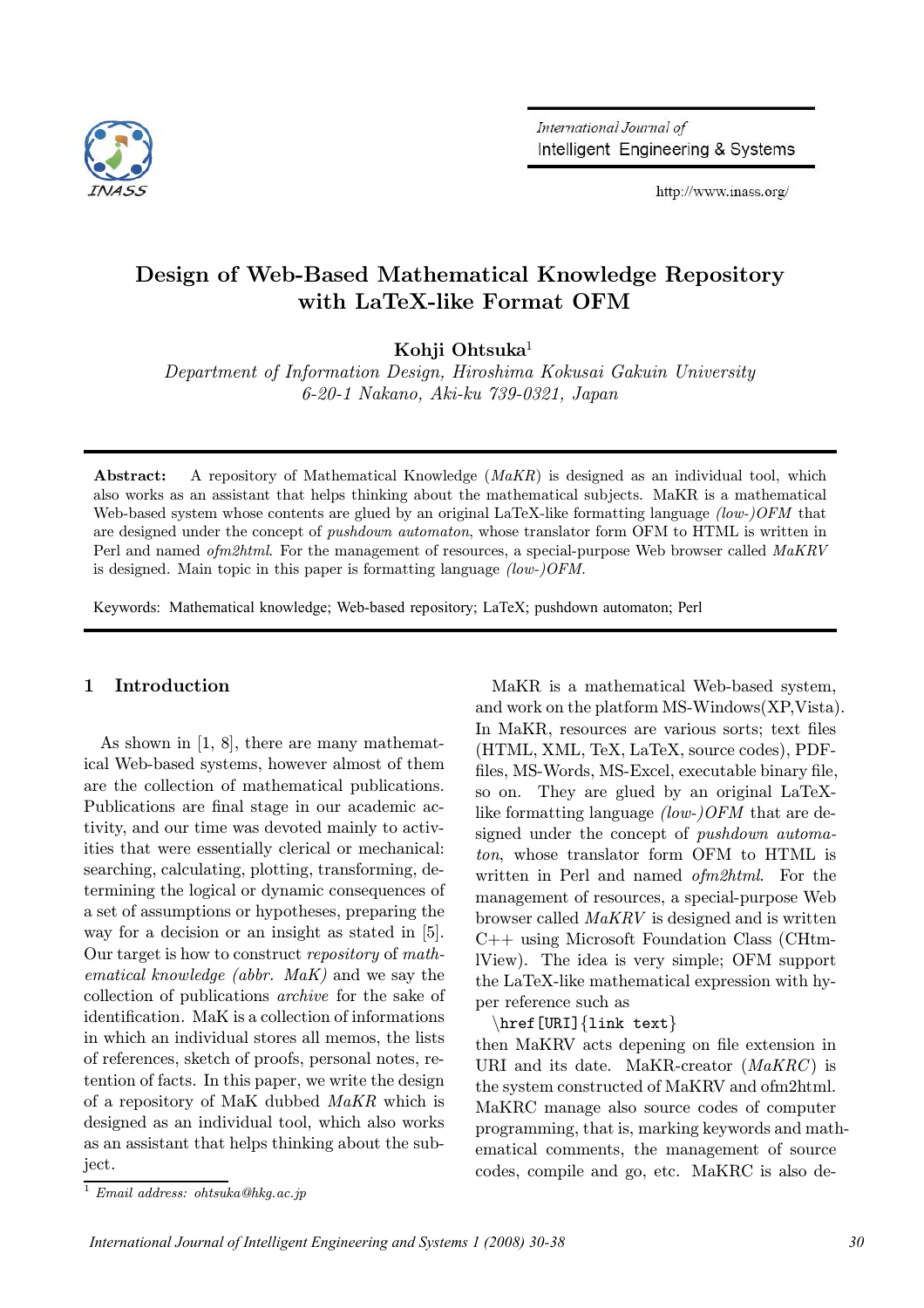# Design of Web-Based Mathematical Knowledge Repository with LaTeX-like Format OFM

**Kohji Ohtsuka**[1]

*Department of Information Design, Hiroshima Kokusai Gakuin University*
*6-20-1 Nakano, Aki-ku 739-0321, Japan*

---

**Abstract:** A repository of Mathematical Knowledge (*MaKR*) is designed as an individual tool, which also works as an assistant that helps thinking about the mathematical subjects. MaKR is a mathematical Web-based system whose contents are glued by an original LaTeX-like formatting language *(low-)OFM* that are designed under the concept of *pushdown automaton*, whose translator form OFM to HTML is written in Perl and named *ofm2html*. For the management of resources, a special-purpose Web browser called *MaKRV* is designed. Main topic in this paper is formatting language *(low-)OFM*.

Keywords: Mathematical knowledge; Web-based repository; LaTeX; pushdown automaton; Perl

---

## 1 Introduction

As shown in [1, 8], there are many mathematical Web-based systems, however almost of them are the collection of mathematical publications. Publications are final stage in our academic activity, and our time was devoted mainly to activities that were essentially clerical or mechanical: searching, calculating, plotting, transforming, determining the logical or dynamic consequences of a set of assumptions or hypotheses, preparing the way for a decision or an insight as stated in [5]. Our target is how to construct *repository* of *mathematical knowledge (abbr. MaK)* and we say the collection of publications *archive* for the sake of identification. MaK is a collection of informations in which an individual stores all memos, the lists of references, sketch of proofs, personal notes, retention of facts. In this paper, we write the design of a repository of MaK dubbed *MaKR* which is designed as an individual tool, which also works as an assistant that helps thinking about the subject.

MaKR is a mathematical Web-based system, and work on the platform MS-Windows(XP,Vista). In MaKR, resources are various sorts; text files (HTML, XML, TeX, LaTeX, source codes), PDF-files, MS-Words, MS-Excel, executable binary file, so on. They are glued by an original LaTeX-like formatting language *(low-)OFM* that are designed under the concept of *pushdown automaton*, whose translator form OFM to HTML is written in Perl and named *ofm2html*. For the management of resources, a special-purpose Web browser called *MaKRV* is designed and is written C++ using Microsoft Foundation Class (CHtmlView). The idea is very simple; OFM support the LaTeX-like mathematical expression with hyper reference such as

```
\href[URI]{link text}
```

then MaKRV acts depening on file extension in URI and its date. MaKR-creator (*MaKRC*) is the system constructed of MaKRV and ofm2html. MaKRC manage also source codes of computer programming, that is, marking keywords and mathematical comments, the management of source codes, compile and go, etc. MaKRC is also de-

---

[1] *Email address: ohtsuka@hkg.ac.jp*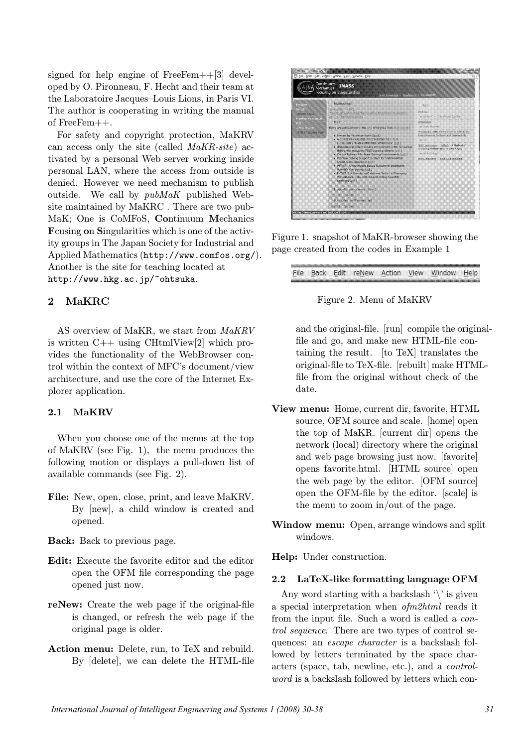signed for help engine of FreeFem++[3] developed by O. Pironneau, F. Hecht and their team at the Laboratoire Jacques–Louis Lions, in Paris VI. The author is cooperating in writing the manual of FreeFem++.

For safety and copyright protection, MaKRV can access only the site (called *MaKR-site*) activated by a personal Web server working inside personal LAN, where the access from outside is denied. However we need mechanism to publish outside. We call by *pubMaK* published Website maintained by MaKRC . There are two pubMaK; One is CoMFoS, **Co**ntinuum **M**echanics **F**cusing **o**n **S**ingularities which is one of the activity groups in The Japan Society for Industrial and Applied Mathematics (`http://www.comfos.org/`). Another is the site for teaching located at `http://www.hkg.ac.jp/~ohtsuka`.

## 2 MaKRC

AS overview of MaKR, we start from *MaKRV* is written C++ using CHtmlView[2] which provides the functionality of the WebBrowser control within the context of MFC's document/view architecture, and use the core of the Internet Explorer application.

### 2.1 MaKRV

When you choose one of the menus at the top of MaKRV (see Fig. 1), the menu produces the following motion or displays a pull-down list of available commands (see Fig. 2).

**File:** New, open, close, print, and leave MaKRV. By [new], a child window is created and opened.

**Back:** Back to previous page.

**Edit:** Execute the favorite editor and the editor open the OFM file corresponding the page opened just now.

**reNew:** Create the web page if the original-file is changed, or refresh the web page if the original page is older.

**Action menu:** Delete, run, to TeX and rebuild. By [delete], we can delete the HTML-file and the original-file. [run] compile the original-file and go, and make new HTML-file containing the result. [to TeX] translates the original-file to TeX-file. [rebuilt] make HTML-file from the original without check of the date.

**View menu:** Home, current dir, favorite, HTML source, OFM source and scale. [home] open the top of MaKR. [current dir] opens the network (local) directory where the original and web page browsing just now. [favorite] opens favorite.html. [HTML source] open the web page by the editor. [OFM source] open the OFM-file by the editor. [scale] is the menu to zoom in/out of the page.

**Window menu:** Open, arrange windows and split windows.

**Help:** Under construction.

Figure 1. snapshot of MaKR-browser showing the page created from the codes in Example 1

File Back Edit reNew Action View Window Help

Figure 2. Menu of MaKRV

### 2.2 LaTeX-like formatting language OFM

Any word starting with a backslash '\' is given a special interpretation when *ofm2html* reads it from the input file. Such a word is called a *control sequence*. There are two types of control sequences: an *escape character* is a backslash followed by letters terminated by the space characters (space, tab, newline, etc.), and a *control-word* is a backslash followed by letters which con-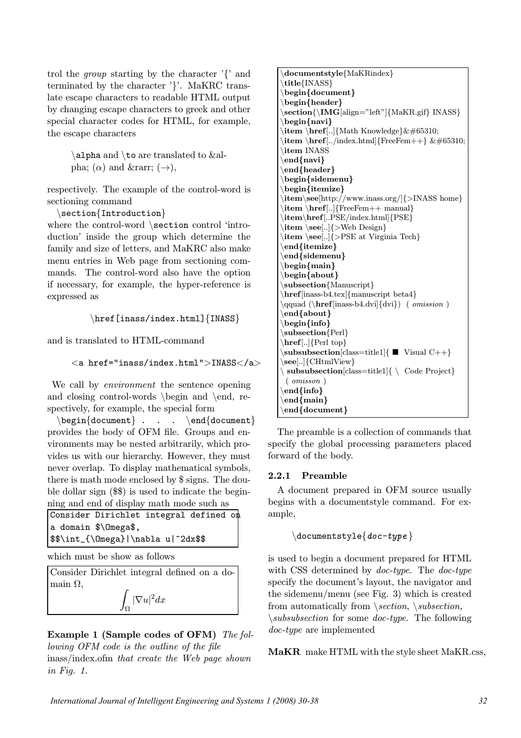trol the *group* starting by the character '{' and terminated by the character '}'. MaKRC translate escape characters to readable HTML output by changing escape characters to greek and other special character codes for HTML, for example, the escape characters

> `\alpha` and `\to` are translated to &alpha; ($\alpha$) and &rarr; ($\to$),

respectively. The example of the control-word is sectioning command

`\section{Introduction}`

where the control-word `\section` control 'introduction' inside the group which determine the family and size of letters, and MaKRC also make menu entries in Web page from sectioning commands. The control-word also have the option if necessary, for example, the hyper-reference is expressed as

```
\href[inass/index.html]{INASS}
```

and is translated to HTML-command

```
<a href="inass/index.html">INASS</a>
```

We call by *environment* the sentence opening and closing control-words `\begin` and `\end`, respectively, for example, the special form

`\begin{document} . . . \end{document}`

provides the body of OFM file. Groups and environments may be nested arbitrarily, which provides us with our hierarchy. However, they must never overlap. To display mathematical symbols, there is math mode enclosed by $ signs. The double dollar sign ($$) is used to indicate the beginning and end of display math mode such as

```
Consider Dirichlet integral defined on
a domain $\Omega$,
$$\int_{\Omega}|\nabla u|^2dx$$
```

which must be show as follows

> Consider Dirichlet integral defined on a domain $\Omega$,
> $$\int_{\Omega}|\nabla u|^2dx$$

**Example 1 (Sample codes of OFM)** *The following OFM code is the outline of the file* inass/index.ofm *that create the Web page shown in Fig. 1.*

```
\documentstyle{MaKRindex}
\title{INASS}
\begin{document}
\begin{header}
\section{\IMG[align="left"]{MaKR.gif} INASS}
\begin{navi}
\item \href[..]{Math Knowledge}&#65310;
\item \href[../index.html]{FreeFem++} &#65310;
\item INASS
\end{navi}
\end{header}
\begin{sidemenu}
\begin{itemize}
\item\see[http://www.inass.org/]{>INASS home}
\item \href[..]{FreeFem++ manual}
\item\href[..PSE/index.html]{PSE}
\item \see[..]{>Web Design}
\item \see[..]{>PSE at Virginia Tech}
\end{itemize}
\end{sidemenu}
\begin{main}
\begin{about}
\subsection{Manuscript}
\href[inass-b4.tex]{manuscript beta4}
\qquad (\href[inass-b4.dvi]{dvi}) ( omission )
\end{about}
\begin{info}
\subsection{Perl}
\href[..]{Perl top}
\subsubsection[class=title1]{ ■ Visual C++}
\see[..]{CHtmlView}
\ subsubsection[class=title1]{ \ Code Project}
( omisson )
\end{info}
\end{main}
\end{document}
```

The preamble is a collection of commands that specify the global processing parameters placed forward of the body.

#### 2.2.1 Preamble

A document prepared in OFM source usually begins with a documentstyle command. For example,

```
\documentstyle{doc-type}
```

is used to begin a document prepared for HTML with CSS determined by *doc-type*. The *doc-type* specify the document's layout, the navigator and the sidemenu/menu (see Fig. 3) which is created from automatically from *\section*, *\subsection,* *\subsubsection* for some *doc-type*. The following *doc-type* are implemented

**MaKR** make HTML with the style sheet MaKR.css,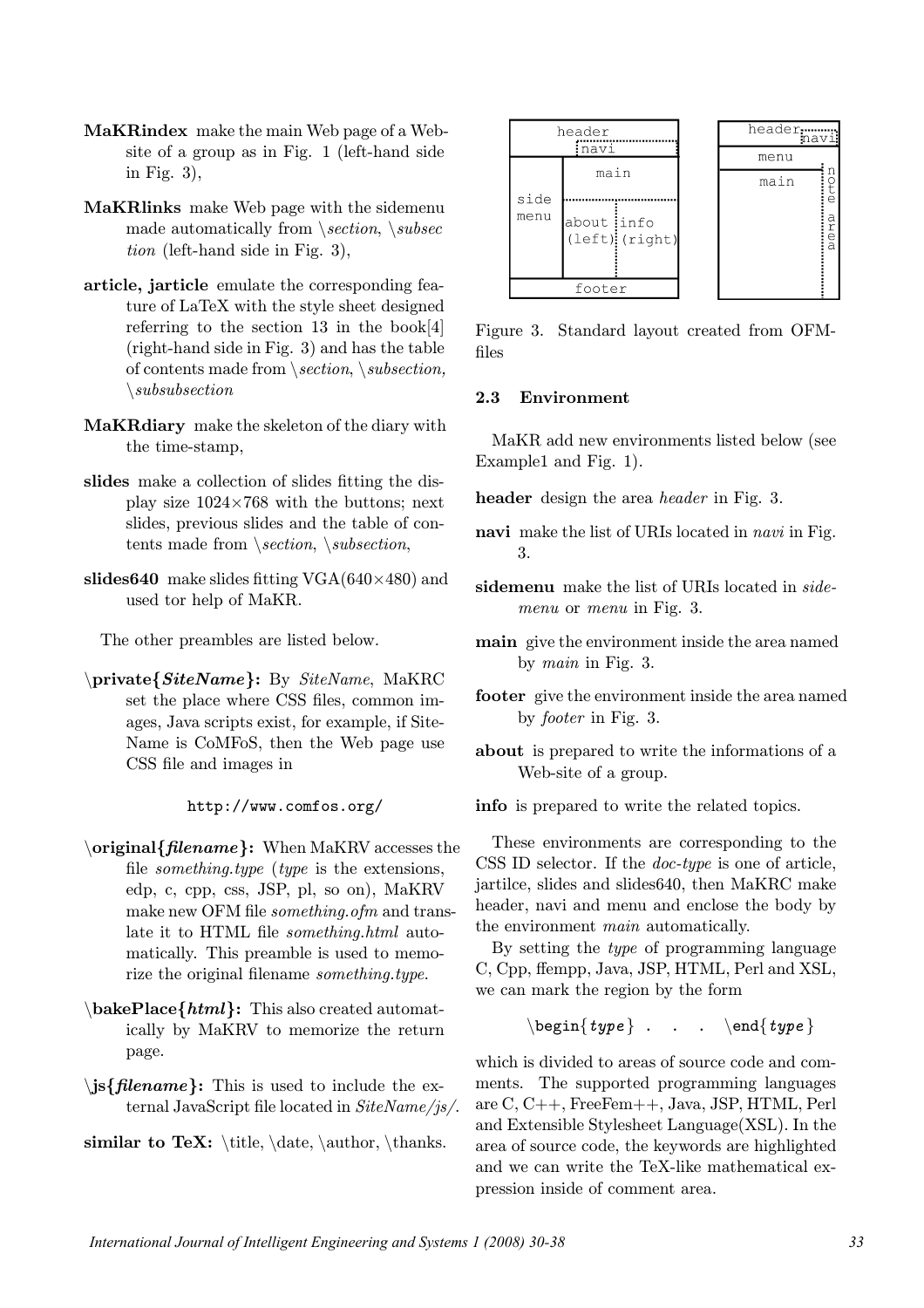**MaKRindex** make the main Web page of a Web-site of a group as in Fig. 1 (left-hand side in Fig. 3),

**MaKRlinks** make Web page with the sidemenu made automatically from *\section*, *\subsection* (left-hand side in Fig. 3),

**article, jarticle** emulate the corresponding feature of LaTeX with the style sheet designed referring to the section 13 in the book[4] (right-hand side in Fig. 3) and has the table of contents made from *\section*, *\subsection*, *\subsubsection*

**MaKRdiary** make the skeleton of the diary with the time-stamp,

**slides** make a collection of slides fitting the display size 1024×768 with the buttons; next slides, previous slides and the table of contents made from *\section*, *\subsection*,

**slides640** make slides fitting VGA(640×480) and used tor help of MaKR.

The other preambles are listed below.

**\private{*SiteName*}:** By *SiteName*, MaKRC set the place where CSS files, common images, Java scripts exist, for example, if SiteName is CoMFoS, then the Web page use CSS file and images in

`http://www.comfos.org/`

**\original{*filename*}:** When MaKRV accesses the file *something.type* (*type* is the extensions, edp, c, cpp, css, JSP, pl, so on), MaKRV make new OFM file *something.ofm* and translate it to HTML file *something.html* automatically. This preamble is used to memorize the original filename *something.type*.

**\bakePlace{*html*}:** This also created automatically by MaKRV to memorize the return page.

**\js{*filename*}:** This is used to include the external JavaScript file located in *SiteName/js/*.

**similar to TeX:** \title, \date, \author, \thanks.

header
navi
main
side menu
about (left)
info (right)
footer

header
navi
menu
main
note area

Figure 3. Standard layout created from OFM-files

### 2.3 Environment

MaKR add new environments listed below (see Example1 and Fig. 1).

**header** design the area *header* in Fig. 3.

**navi** make the list of URIs located in *navi* in Fig. 3.

**sidemenu** make the list of URIs located in *side-menu* or *menu* in Fig. 3.

**main** give the environment inside the area named by *main* in Fig. 3.

**footer** give the environment inside the area named by *footer* in Fig. 3.

**about** is prepared to write the informations of a Web-site of a group.

**info** is prepared to write the related topics.

These environments are corresponding to the CSS ID selector. If the *doc-type* is one of article, jartilce, slides and slides640, then MaKRC make header, navi and menu and enclose the body by the environment *main* automatically.

By setting the *type* of programming language C, Cpp, ffempp, Java, JSP, HTML, Perl and XSL, we can mark the region by the form

```
\begin{type} . . . \end{type}
```

which is divided to areas of source code and comments. The supported programming languages are C, C++, FreeFem++, Java, JSP, HTML, Perl and Extensible Stylesheet Language(XSL). In the area of source code, the keywords are highlighted and we can write the TeX-like mathematical expression inside of comment area.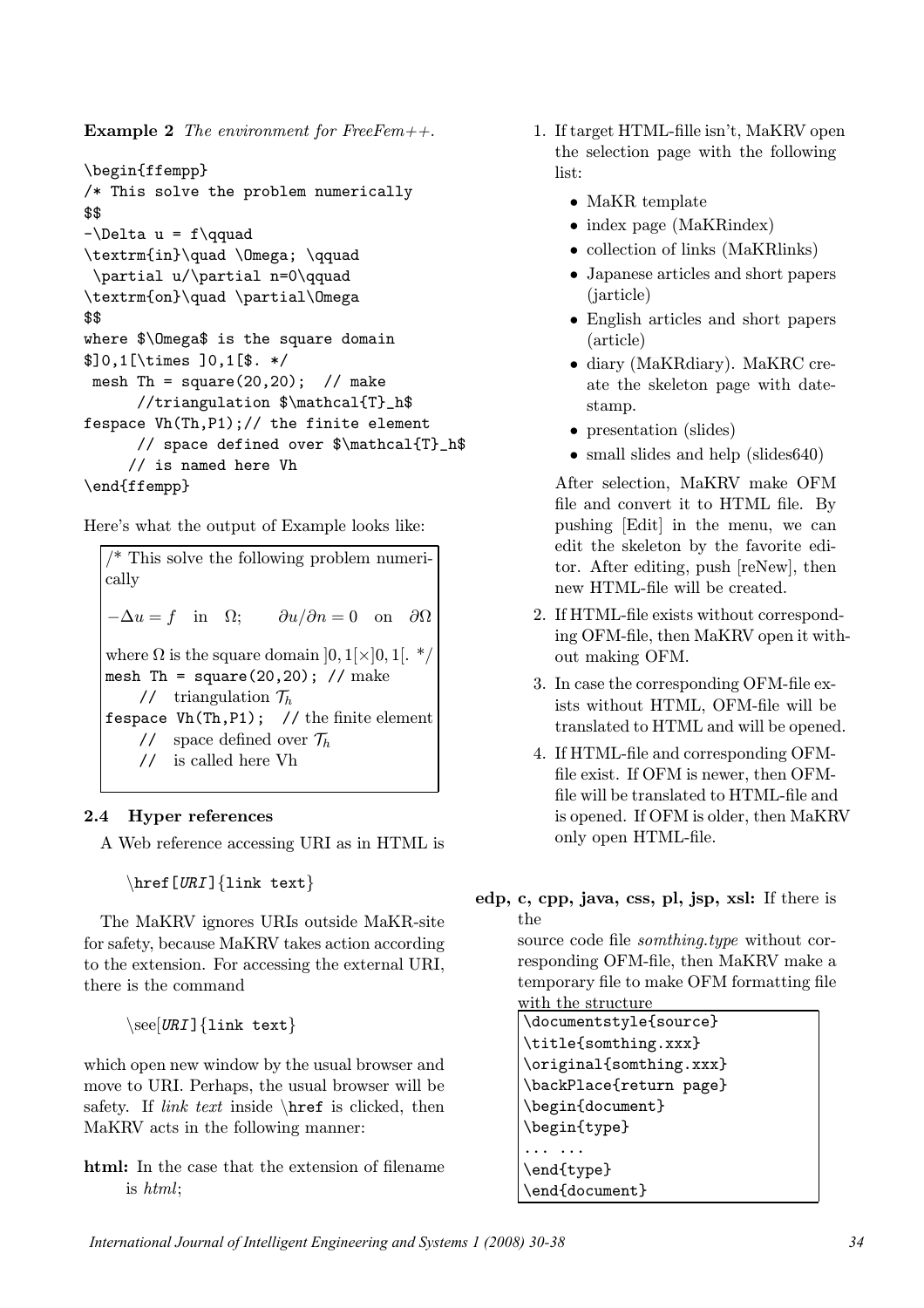**Example 2** *The environment for FreeFem++.*

```
\begin{ffempp}
/* This solve the problem numerically
$$
-\Delta u = f\qquad
\textrm{in}\quad \Omega; \qquad
 \partial u/\partial n=0\qquad
\textrm{on}\quad \partial\Omega
$$
where $\Omega$ is the square domain
$]0,1[\times ]0,1[$. */
 mesh Th = square(20,20);  // make
      //triangulation $\mathcal{T}_h$
fespace Vh(Th,P1);// the finite element
      // space defined over $\mathcal{T}_h$
     // is named here Vh
\end{ffempp}
```

Here's what the output of Example looks like:

/* This solve the following problem numerically

$$-\Delta u = f \quad \text{in} \quad \Omega; \qquad \partial u/\partial n = 0 \quad \text{on} \quad \partial\Omega$$

where $\Omega$ is the square domain $]0,1[\times]0,1[$. */
`mesh Th = square(20,20);` `//` make
    `//` triangulation $\mathcal{T}_h$
`fespace Vh(Th,P1);` `//` the finite element
    `//` space defined over $\mathcal{T}_h$
    `//` is called here Vh

### 2.4 Hyper references

A Web reference accessing URI as in HTML is

\href[*URI*]{`link text`}

The MaKRV ignores URIs outside MaKR-site for safety, because MaKRV takes action according to the extension. For accessing the external URI, there is the command

\see[*URI*]{`link text`}

which open new window by the usual browser and move to URI. Perhaps, the usual browser will be safety. If *link text* inside **\href** is clicked, then MaKRV acts in the following manner:

**html:** In the case that the extension of filename is *html*;

1. If target HTML-fille isn't, MaKRV open the selection page with the following list:
   - MaKR template
   - index page (MaKRindex)
   - collection of links (MaKRlinks)
   - Japanese articles and short papers (jarticle)
   - English articles and short papers (article)
   - diary (MaKRdiary). MaKRC create the skeleton page with datestamp.
   - presentation (slides)
   - small slides and help (slides640)

   After selection, MaKRV make OFM file and convert it to HTML file. By pushing [Edit] in the menu, we can edit the skeleton by the favorite editor. After editing, push [reNew], then new HTML-file will be created.
2. If HTML-file exists without corresponding OFM-file, then MaKRV open it without making OFM.
3. In case the corresponding OFM-file exists without HTML, OFM-file will be translated to HTML and will be opened.
4. If HTML-file and corresponding OFM-file exist. If OFM is newer, then OFM-file will be translated to HTML-file and is opened. If OFM is older, then MaKRV only open HTML-file.

**edp, c, cpp, java, css, pl, jsp, xsl:** If there is the source code file *somthing.type* without corresponding OFM-file, then MaKRV make a temporary file to make OFM formatting file with the structure

```
\documentstyle{source}
\title{somthing.xxx}
\original{somthing.xxx}
\backPlace{return page}
\begin{document}
\begin{type}
... ...
\end{type}
\end{document}
```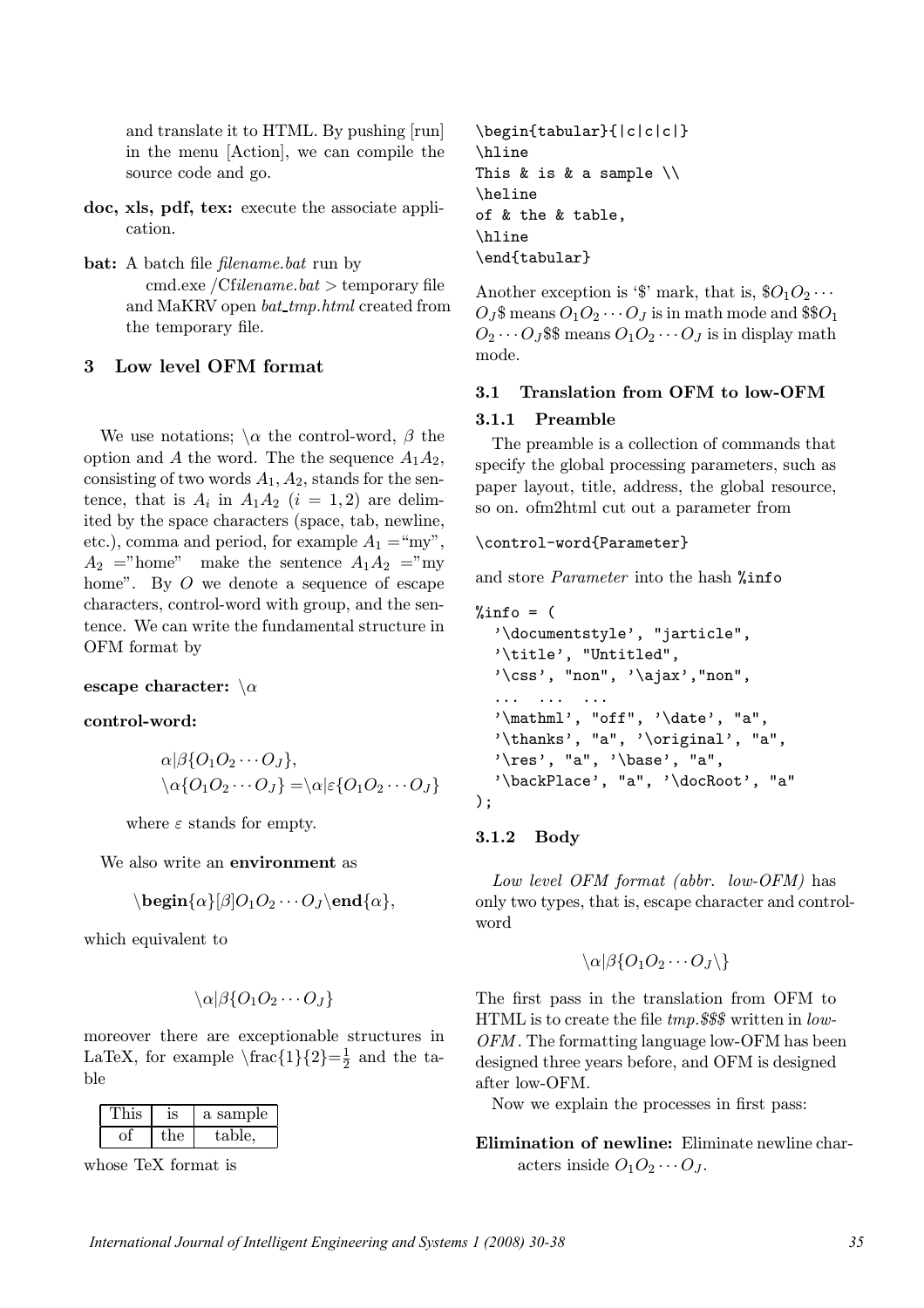and translate it to HTML. By pushing [run] in the menu [Action], we can compile the source code and go.

**doc, xls, pdf, tex:** execute the associate application.

**bat:** A batch file *filename.bat* run by
cmd.exe /C*filename.bat* > temporary file and MaKRV open *bat_tmp.html* created from the temporary file.

## 3 Low level OFM format

We use notations; $\backslash\alpha$ the control-word, $\beta$ the option and $A$ the word. The the sequence $A_1A_2$, consisting of two words $A_1, A_2$, stands for the sentence, that is $A_i$ in $A_1A_2$ $(i = 1, 2)$ are delimited by the space characters (space, tab, newline, etc.), comma and period, for example $A_1$ ="my", $A_2$ ="home" make the sentence $A_1A_2$ ="my home". By $O$ we denote a sequence of escape characters, control-word with group, and the sentence. We can write the fundamental structure in OFM format by

**escape character:** $\backslash\alpha$

**control-word:**

$$\alpha|\beta\{O_1O_2\cdots O_J\},$$

$$\backslash\alpha\{O_1O_2\cdots O_J\} = \backslash\alpha|\varepsilon\{O_1O_2\cdots O_J\}$$

where $\varepsilon$ stands for empty.

We also write an **environment** as

$$\backslash\mathbf{begin}\{\alpha\}[\beta]O_1O_2\cdots O_J\backslash\mathbf{end}\{\alpha\},$$

which equivalent to

$$\backslash\alpha|\beta\{O_1O_2\cdots O_J\}$$

moreover there are exceptionable structures in LaTeX, for example \frac{1}{2}=$\frac{1}{2}$ and the table

| | | |
|---|---|---|
| This | is | a sample |
| of | the | table, |

whose TeX format is

```
\begin{tabular}{|c|c|c|}
\hline
This & is & a sample \\
\heline
of & the & table,
\hline
\end{tabular}
```

Another exception is '\$' mark, that is, \$$O_1O_2\cdots O_J$\$ means $O_1O_2\cdots O_J$ is in math mode and \$\$$O_1 O_2\cdots O_J$\$\$ means $O_1O_2\cdots O_J$ is in display math mode.

### 3.1 Translation from OFM to low-OFM

#### 3.1.1 Preamble

The preamble is a collection of commands that specify the global processing parameters, such as paper layout, title, address, the global resource, so on. ofm2html cut out a parameter from

```
\control-word{Parameter}
```

and store *Parameter* into the hash `%info`

```
%info = (
  '\documentstyle', "jarticle",
  '\title', "Untitled",
  '\css', "non", '\ajax',"non",
  ...  ...  ...
  '\mathml', "off", '\date', "a",
  '\thanks', "a", '\original', "a",
  '\res', "a", '\base', "a",
  '\backPlace', "a", '\docRoot', "a"
);
```

#### 3.1.2 Body

*Low level OFM format (abbr. low-OFM)* has only two types, that is, escape character and control-word

$$\backslash\alpha|\beta\{O_1O_2\cdots O_J\backslash\}$$

The first pass in the translation from OFM to HTML is to create the file *tmp.\$\$\$* written in *low-OFM*. The formatting language low-OFM has been designed three years before, and OFM is designed after low-OFM.

Now we explain the processes in first pass:

**Elimination of newline:** Eliminate newline characters inside $O_1O_2\cdots O_J$.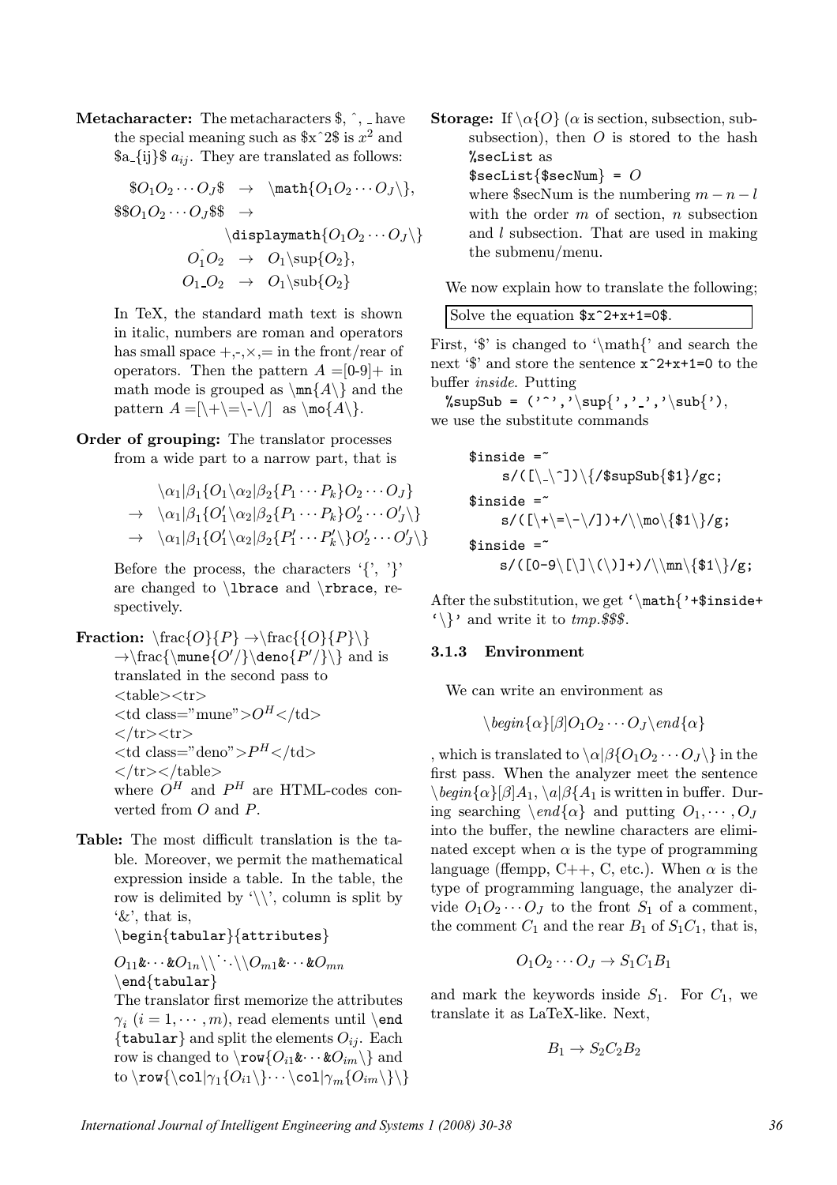**Metacharacter:** The metacharacters \$, ˆ, _ have the special meaning such as \$xˆ2\$ is $x^2$ and \$a_{ij}\$ $a_{ij}$. They are translated as follows:

$$
\begin{aligned}
\$O_1O_2\cdots O_J\$ &\rightarrow \texttt{\textbackslash math}\{O_1O_2\cdots O_J\backslash\},\\
\$\$O_1O_2\cdots O_J\$\$ &\rightarrow \\
&\texttt{\textbackslash displaymath}\{O_1O_2\cdots O_J\backslash\}\\
O_1\hat{}O_2 &\rightarrow O_1\backslash\mathrm{sup}\{O_2\},\\
O_1\_O_2 &\rightarrow O_1\backslash\mathrm{sub}\{O_2\}
\end{aligned}
$$

In TeX, the standard math text is shown in italic, numbers are roman and operators has small space +,-,×,= in the front/rear of operators. Then the pattern $A$ =[0-9]+ in math mode is grouped as `\mn{A\}` and the pattern $A$ =[\+\=\-\/] as `\mo{A\}`.

**Order of grouping:** The translator processes from a wide part to a narrow part, that is

$$
\begin{aligned}
&\backslash\alpha_1|\beta_1\{O_1\backslash\alpha_2|\beta_2\{P_1\cdots P_k\}O_2\cdots O_J\}\\
\rightarrow\ &\backslash\alpha_1|\beta_1\{O_1'\backslash\alpha_2|\beta_2\{P_1\cdots P_k\}O_2'\cdots O_J'\backslash\}\\
\rightarrow\ &\backslash\alpha_1|\beta_1\{O_1'\backslash\alpha_2|\beta_2\{P_1'\cdots P_k'\backslash\}O_2'\cdots O_J'\backslash\}
\end{aligned}
$$

Before the process, the characters '{', '}' are changed to `\lbrace` and `\rbrace`, respectively.

**Fraction:** \frac{$O$}{$P$} →\frac{{$O$}{$P$}\} →\frac{`\mune`{$O'$/}`\deno`{$P'$/}\} and is translated in the second pass to
<table><tr>
<td class="mune">$O^H$</td>
</tr><tr>
<td class="deno">$P^H$</td>
</tr></table>
where $O^H$ and $P^H$ are HTML-codes converted from $O$ and $P$.

**Table:** The most difficult translation is the table. Moreover, we permit the mathematical expression inside a table. In the table, the row is delimited by '\\', column is split by '&', that is,
`\begin{tabular}{attributes}`
$O_{11}$&$\cdots$&$O_{1n}$\\ $\cdot^{\cdot^{\cdot}}$\\$O_{m1}$&$\cdots$&$O_{mn}$
`\end{tabular}`
The translator first memorize the attributes $\gamma_i$ $(i = 1, \cdots, m)$, read elements until `\end{tabular}` and split the elements $O_{ij}$. Each row is changed to `\row`{$O_{i1}$&$\cdots$&$O_{im}$\} and to `\row`{`\col`|$\gamma_1${$O_{i1}$\}$\cdots$`\col`|$\gamma_m${$O_{im}$\}\}

**Storage:** If $\backslash\alpha\{O\}$ ($\alpha$ is section, subsection, subsubsection), then $O$ is stored to the hash `%secList` as
`$secList{$secNum} =` $O$
where \$secNum is the numbering $m-n-l$ with the order $m$ of section, $n$ subsection and $l$ subsection. That are used in making the submenu/menu.

We now explain how to translate the following;

```
Solve the equation $x^2+x+1=0$.
```

First, '\$' is changed to '\math{' and search the next '\$' and store the sentence `x^2+x+1=0` to the buffer *inside*. Putting

```
%supSub = ('^','\sup{','_','\sub{'),
```

we use the substitute commands

```
$inside =~
    s/([\_\^])\{/$supSub{$1}/gc;
$inside =~
    s/([\+\=\-\/])+/\\mo\{$1\}/g;
$inside =~
    s/([0-9\[\]\(\)]+)/\\mn\{$1\}/g;
```

After the substitution, we get `'\math{'+$inside+'\}'` and write it to *tmp.\$\$\$*.

### 3.1.3 Environment

We can write an environment as

$$\backslash begin\{\alpha\}[\beta]O_1O_2\cdots O_J\backslash end\{\alpha\}$$

, which is translated to $\backslash\alpha|\beta\{O_1O_2\cdots O_J\backslash\}$ in the first pass. When the analyzer meet the sentence $\backslash begin\{\alpha\}[\beta]A_1$, $\backslash a|\beta\{A_1$ is written in buffer. During searching $\backslash end\{\alpha\}$ and putting $O_1, \cdots, O_J$ into the buffer, the newline characters are eliminated except when $\alpha$ is the type of programming language (ffempp, C++, C, etc.). When $\alpha$ is the type of programming language, the analyzer divide $O_1O_2\cdots O_J$ to the front $S_1$ of a comment, the comment $C_1$ and the rear $B_1$ of $S_1C_1$, that is,

$$O_1O_2\cdots O_J \rightarrow S_1C_1B_1$$

and mark the keywords inside $S_1$. For $C_1$, we translate it as LaTeX-like. Next,

$$B_1 \rightarrow S_2C_2B_2$$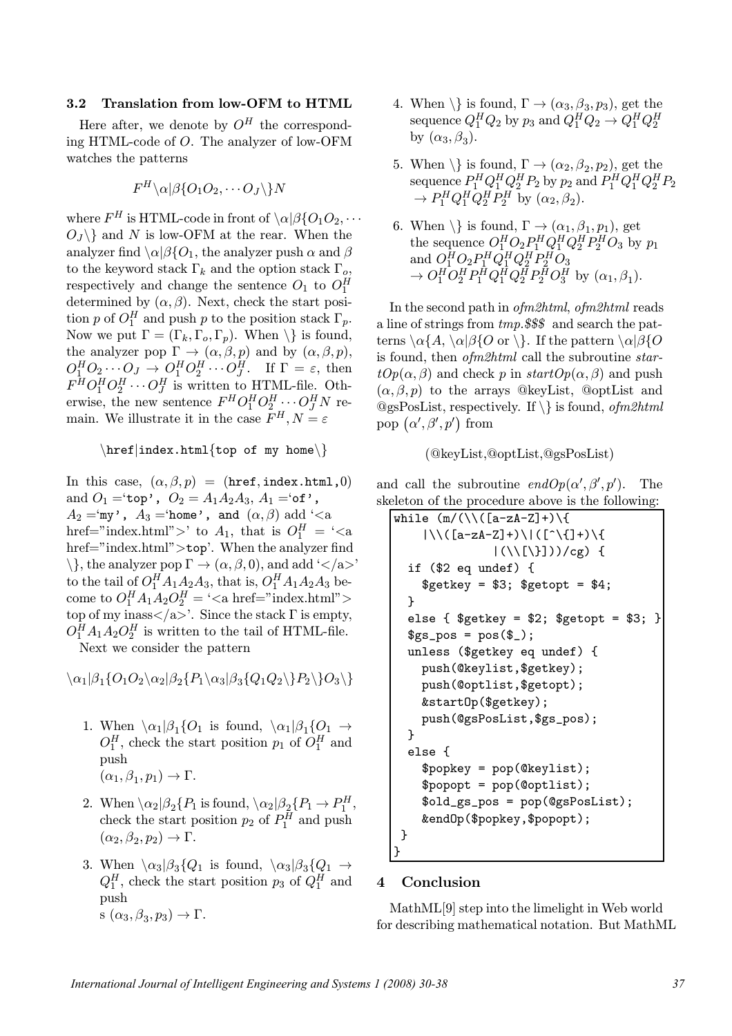### 3.2 Translation from low-OFM to HTML

Here after, we denote by $O^H$ the corresponding HTML-code of $O$. The analyzer of low-OFM watches the patterns

$$F^H\backslash\alpha|\beta\{O_1O_2,\cdots O_J\backslash\}N$$

where $F^H$ is HTML-code in front of $\backslash\alpha|\beta\{O_1O_2,\cdots O_J\backslash\}$ and $N$ is low-OFM at the rear. When the analyzer find $\backslash\alpha|\beta\{O_1$, the analyzer push $\alpha$ and $\beta$ to the keyword stack $\Gamma_k$ and the option stack $\Gamma_o$, respectively and change the sentence $O_1$ to $O_1^H$ determined by $(\alpha,\beta)$. Next, check the start position $p$ of $O_1^H$ and push $p$ to the position stack $\Gamma_p$. Now we put $\Gamma=(\Gamma_k,\Gamma_o,\Gamma_p)$. When $\backslash\}$ is found, the analyzer pop $\Gamma\to(\alpha,\beta,p)$ and by $(\alpha,\beta,p)$, $O_1^HO_2\cdots O_J\to O_1^HO_2^H\cdots O_J^H$. If $\Gamma=\varepsilon$, then $F^HO_1^HO_2^H\cdots O_J^H$ is written to HTML-file. Otherwise, the new sentence $F^HO_1^HO_2^H\cdots O_J^HN$ remain. We illustrate it in the case $F^H,N=\varepsilon$

`\href|index.html{top of my home\}`

In this case, $(\alpha,\beta,p)$ = (`href`, `index.html`, 0) and $O_1$ ='`top`', $O_2=A_1A_2A_3$, $A_1$ ='`of`', $A_2$ ='`my`', $A_3$ ='`home`', and $(\alpha,\beta)$ add '<a href="index.html">' to $A_1$, that is $O_1^H$ = '<a href="index.html">`top`'. When the analyzer find $\backslash\}$, the analyzer pop $\Gamma\to(\alpha,\beta,0)$, and add '</a>' to the tail of $O_1^HA_1A_2A_3$, that is, $O_1^HA_1A_2A_3$ become to $O_1^HA_1A_2O_2^H$ = '<a href="index.html"> top of my inass</a>'. Since the stack $\Gamma$ is empty, $O_1^HA_1A_2O_2^H$ is written to the tail of HTML-file.

Next we consider the pattern

$$\backslash\alpha_1|\beta_1\{O_1O_2\backslash\alpha_2|\beta_2\{P_1\backslash\alpha_3|\beta_3\{Q_1Q_2\backslash\}P_2\backslash\}O_3\backslash\}$$

1. When $\backslash\alpha_1|\beta_1\{O_1$ is found, $\backslash\alpha_1|\beta_1\{O_1\to O_1^H$, check the start position $p_1$ of $O_1^H$ and push $(\alpha_1,\beta_1,p_1)\to\Gamma$.
2. When $\backslash\alpha_2|\beta_2\{P_1$ is found, $\backslash\alpha_2|\beta_2\{P_1\to P_1^H$, check the start position $p_2$ of $P_1^H$ and push $(\alpha_2,\beta_2,p_2)\to\Gamma$.
3. When $\backslash\alpha_3|\beta_3\{Q_1$ is found, $\backslash\alpha_3|\beta_3\{Q_1\to Q_1^H$, check the start position $p_3$ of $Q_1^H$ and push s $(\alpha_3,\beta_3,p_3)\to\Gamma$.
4. When $\backslash\}$ is found, $\Gamma\to(\alpha_3,\beta_3,p_3)$, get the sequence $Q_1^HQ_2$ by $p_3$ and $Q_1^HQ_2\to Q_1^HQ_2^H$ by $(\alpha_3,\beta_3)$.
5. When $\backslash\}$ is found, $\Gamma\to(\alpha_2,\beta_2,p_2)$, get the sequence $P_1^HQ_1^HQ_2^HP_2$ by $p_2$ and $P_1^HQ_1^HQ_2^HP_2\to P_1^HQ_1^HQ_2^HP_2^H$ by $(\alpha_2,\beta_2)$.
6. When $\backslash\}$ is found, $\Gamma\to(\alpha_1,\beta_1,p_1)$, get the sequence $O_1^HO_2P_1^HQ_1^HQ_2^HP_2^HO_3$ by $p_1$ and $O_1^HO_2P_1^HQ_1^HQ_2^HP_2^HO_3\to O_1^HO_2^HP_1^HQ_1^HQ_2^HP_2^HO_3^H$ by $(\alpha_1,\beta_1)$.

In the second path in *ofm2html*, *ofm2html* reads a line of strings from *tmp.$$$* and search the patterns $\backslash\alpha\{A$, $\backslash\alpha|\beta\{O$ or $\backslash\}$. If the pattern $\backslash\alpha|\beta\{O$ is found, then *ofm2html* call the subroutine *startOp*$(\alpha,\beta)$ and check $p$ in *startOp*$(\alpha,\beta)$ and push $(\alpha,\beta,p)$ to the arrays @keyList, @optList and @gsPosList, respectively. If $\backslash\}$ is found, *ofm2html* pop $(\alpha',\beta',p')$ from

(@keyList,@optList,@gsPosList)

and call the subroutine *endOp*$(\alpha',\beta',p')$. The skeleton of the procedure above is the following:

```
while (m/(\\([a-zA-Z]+)\{
    |\\([a-zA-Z]+)\|([^\{]+)\{
              |(\\[\}]))/cg) {
  if ($2 eq undef) {
    $getkey = $3; $getopt = $4;
  }
  else { $getkey = $2; $getopt = $3; }
  $gs_pos = pos($_);
  unless ($getkey eq undef) {
    push(@keylist,$getkey);
    push(@optlist,$getopt);
    &startOp($getkey);
    push(@gsPosList,$gs_pos);
  }
  else {
    $popkey = pop(@keylist);
    $popopt = pop(@optlist);
    $old_gs_pos = pop(@gsPosList);
    &endOp($popkey,$popopt);
 }
}
```

## 4 Conclusion

MathML[9] step into the limelight in Web world for describing mathematical notation. But MathML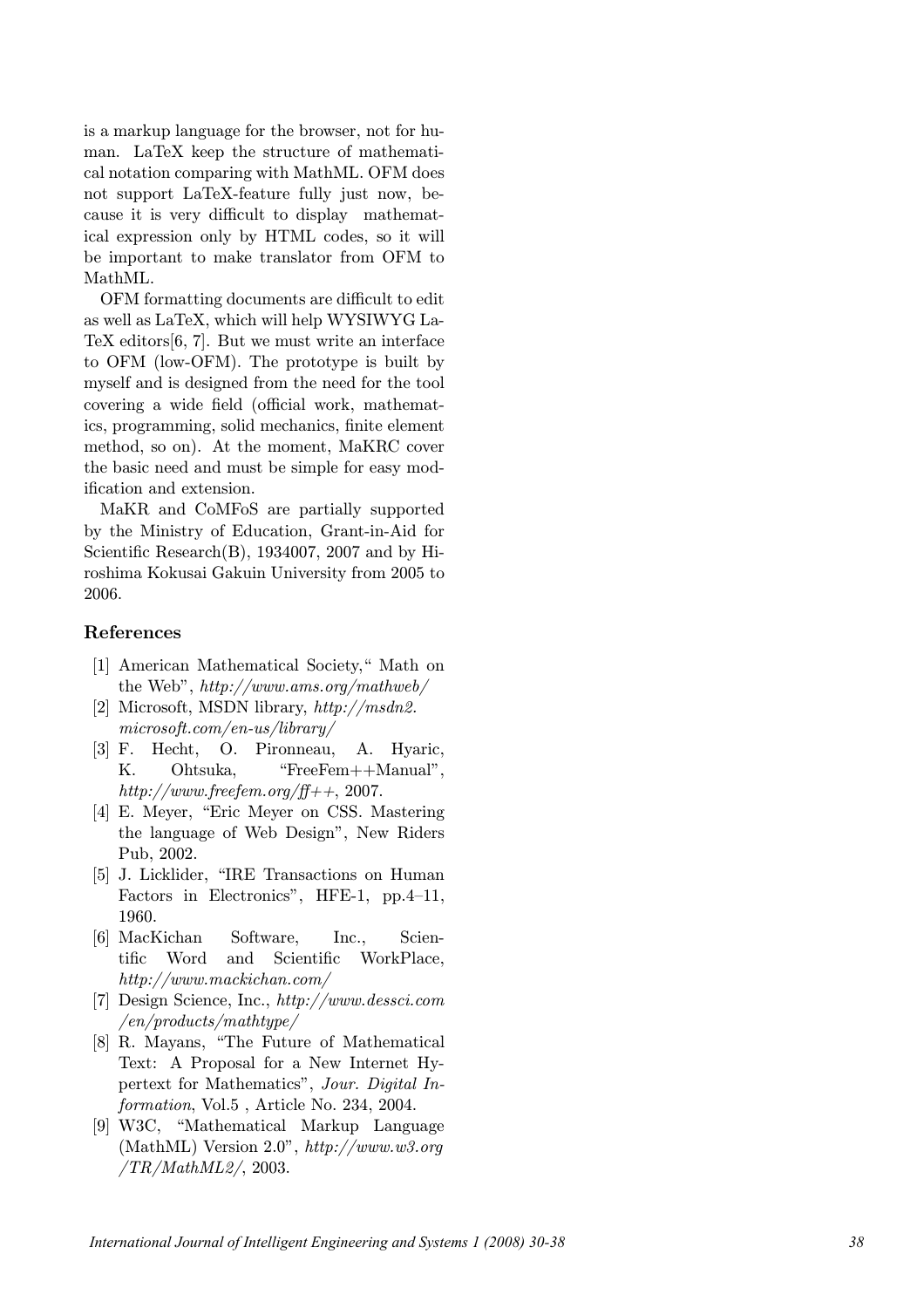is a markup language for the browser, not for human. LaTeX keep the structure of mathematical notation comparing with MathML. OFM does not support LaTeX-feature fully just now, because it is very difficult to display mathematical expression only by HTML codes, so it will be important to make translator from OFM to MathML.

OFM formatting documents are difficult to edit as well as LaTeX, which will help WYSIWYG LaTeX editors[6, 7]. But we must write an interface to OFM (low-OFM). The prototype is built by myself and is designed from the need for the tool covering a wide field (official work, mathematics, programming, solid mechanics, finite element method, so on). At the moment, MaKRC cover the basic need and must be simple for easy modification and extension.

MaKR and CoMFoS are partially supported by the Ministry of Education, Grant-in-Aid for Scientific Research(B), 1934007, 2007 and by Hiroshima Kokusai Gakuin University from 2005 to 2006.

## References

[1] American Mathematical Society," Math on the Web", *http://www.ams.org/mathweb/*

[2] Microsoft, MSDN library, *http://msdn2.microsoft.com/en-us/library/*

[3] F. Hecht, O. Pironneau, A. Hyaric, K. Ohtsuka, "FreeFem++Manual", *http://www.freefem.org/ff++*, 2007.

[4] E. Meyer, "Eric Meyer on CSS. Mastering the language of Web Design", New Riders Pub, 2002.

[5] J. Licklider, "IRE Transactions on Human Factors in Electronics", HFE-1, pp.4–11, 1960.

[6] MacKichan Software, Inc., Scientific Word and Scientific WorkPlace, *http://www.mackichan.com/*

[7] Design Science, Inc., *http://www.dessci.com/en/products/mathtype/*

[8] R. Mayans, "The Future of Mathematical Text: A Proposal for a New Internet Hypertext for Mathematics", *Jour. Digital Information*, Vol.5 , Article No. 234, 2004.

[9] W3C, "Mathematical Markup Language (MathML) Version 2.0", *http://www.w3.org/TR/MathML2/*, 2003.